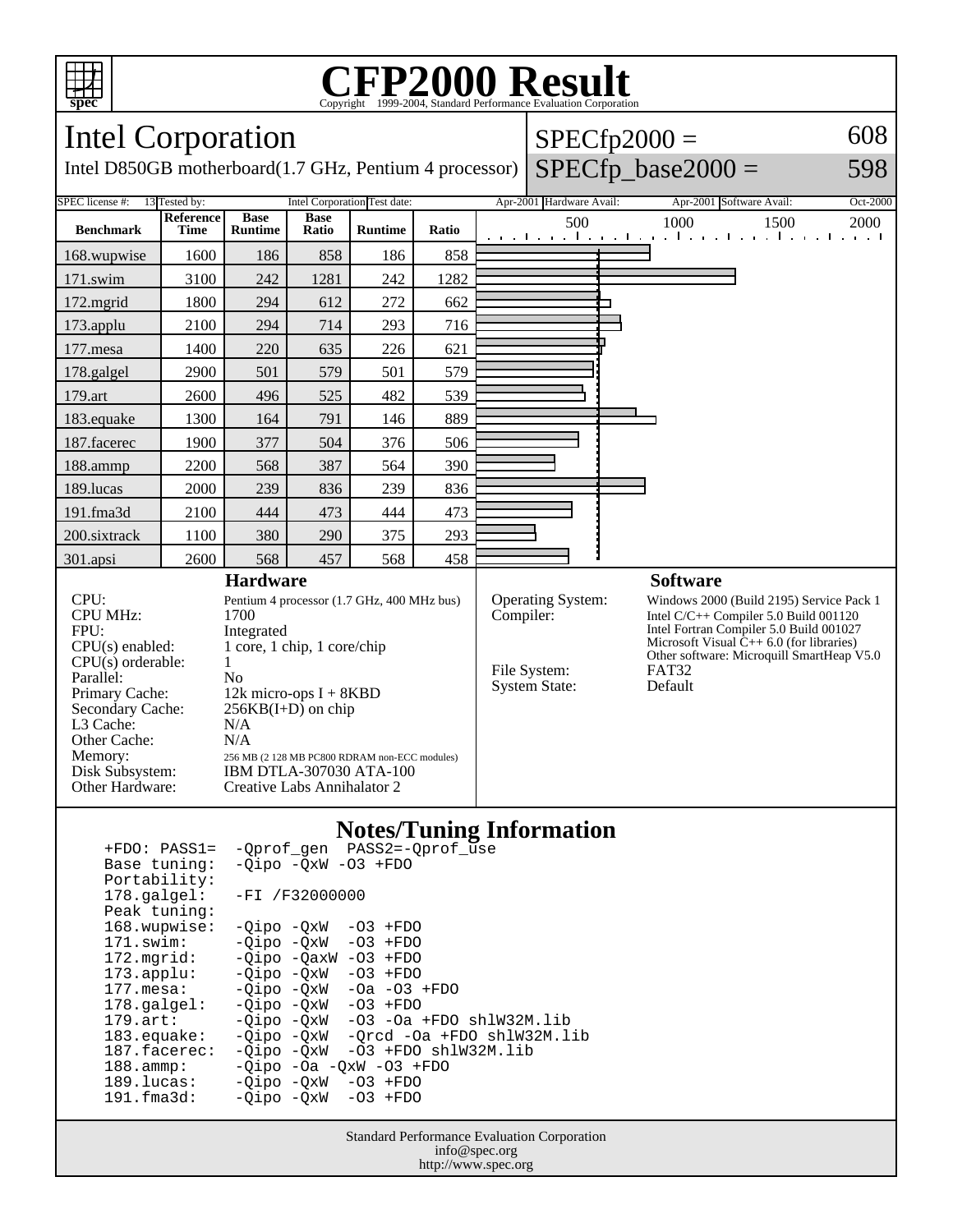# CFP2000 Result

Copyright 1999-2004, Standard Performance Evaluation Corporation

## Intel Corporation

Intel D850GB motherboard(1.7 GHz, Pentium 4 processor)

SPECfp2000 = 608

SPECfp_base2000 = 598

| SPEC license #: | 13 | Tested by: | Intel Corporation | Test date: | Apr-2001 | Hardware Avail: | Apr-2001 | Software Avail: | Oct-2000 |
|---|---|---|---|---|---|---|---|---|---|

| Benchmark | Reference Time | Base Runtime | Base Ratio | Runtime | Ratio |
|---|---|---|---|---|---|
| 168.wupwise | 1600 | 186 | 858 | 186 | 858 |
| 171.swim | 3100 | 242 | 1281 | 242 | 1282 |
| 172.mgrid | 1800 | 294 | 612 | 272 | 662 |
| 173.applu | 2100 | 294 | 714 | 293 | 716 |
| 177.mesa | 1400 | 220 | 635 | 226 | 621 |
| 178.galgel | 2900 | 501 | 579 | 501 | 579 |
| 179.art | 2600 | 496 | 525 | 482 | 539 |
| 183.equake | 1300 | 164 | 791 | 146 | 889 |
| 187.facerec | 1900 | 377 | 504 | 376 | 506 |
| 188.ammp | 2200 | 568 | 387 | 564 | 390 |
| 189.lucas | 2000 | 239 | 836 | 239 | 836 |
| 191.fma3d | 2100 | 444 | 473 | 444 | 473 |
| 200.sixtrack | 1100 | 380 | 290 | 375 | 293 |
| 301.apsi | 2600 | 568 | 457 | 568 | 458 |

500 1000 1500 2000

### Hardware

| | |
|---|---|
| CPU: | Pentium 4 processor (1.7 GHz, 400 MHz bus) |
| CPU MHz: | 1700 |
| FPU: | Integrated |
| CPU(s) enabled: | 1 core, 1 chip, 1 core/chip |
| CPU(s) orderable: | 1 |
| Parallel: | No |
| Primary Cache: | 12k micro-ops I + 8KBD |
| Secondary Cache: | 256KB(I+D) on chip |
| L3 Cache: | N/A |
| Other Cache: | N/A |
| Memory: | 256 MB (2 128 MB PC800 RDRAM non-ECC modules) |
| Disk Subsystem: | IBM DTLA-307030 ATA-100 |
| Other Hardware: | Creative Labs Annihalator 2 |

### Software

| | |
|---|---|
| Operating System: | Windows 2000 (Build 2195) Service Pack 1 |
| Compiler: | Intel C/C++ Compiler 5.0 Build 001120<br>Intel Fortran Compiler 5.0 Build 001027<br>Microsoft Visual C++ 6.0 (for libraries)<br>Other software: Microquill SmartHeap V5.0 |
| File System: | FAT32 |
| System State: | Default |

### Notes/Tuning Information

```
+FDO: PASS1=  -Qprof_gen  PASS2=-Qprof_use
Base tuning:  -Qipo -QxW -O3 +FDO
Portability:
178.galgel:   -FI /F32000000
Peak tuning:
168.wupwise:  -Qipo -QxW  -O3 +FDO
171.swim:     -Qipo -QxW  -O3 +FDO
172.mgrid:    -Qipo -QaxW -O3 +FDO
173.applu:    -Qipo -QxW  -O3 +FDO
177.mesa:     -Qipo -QxW  -Oa -O3 +FDO
178.galgel:   -Qipo -QxW  -O3 +FDO
179.art:      -Qipo -QxW  -O3 -Oa +FDO shlW32M.lib
183.equake:   -Qipo -QxW  -Qrcd -Oa +FDO shlW32M.lib
187.facerec:  -Qipo -QxW  -O3 +FDO shlW32M.lib
188.ammp:     -Qipo -Oa -QxW -O3 +FDO
189.lucas:    -Qipo -QxW  -O3 +FDO
191.fma3d:    -Qipo -QxW  -O3 +FDO
```

Standard Performance Evaluation Corporation
info@spec.org
http://www.spec.org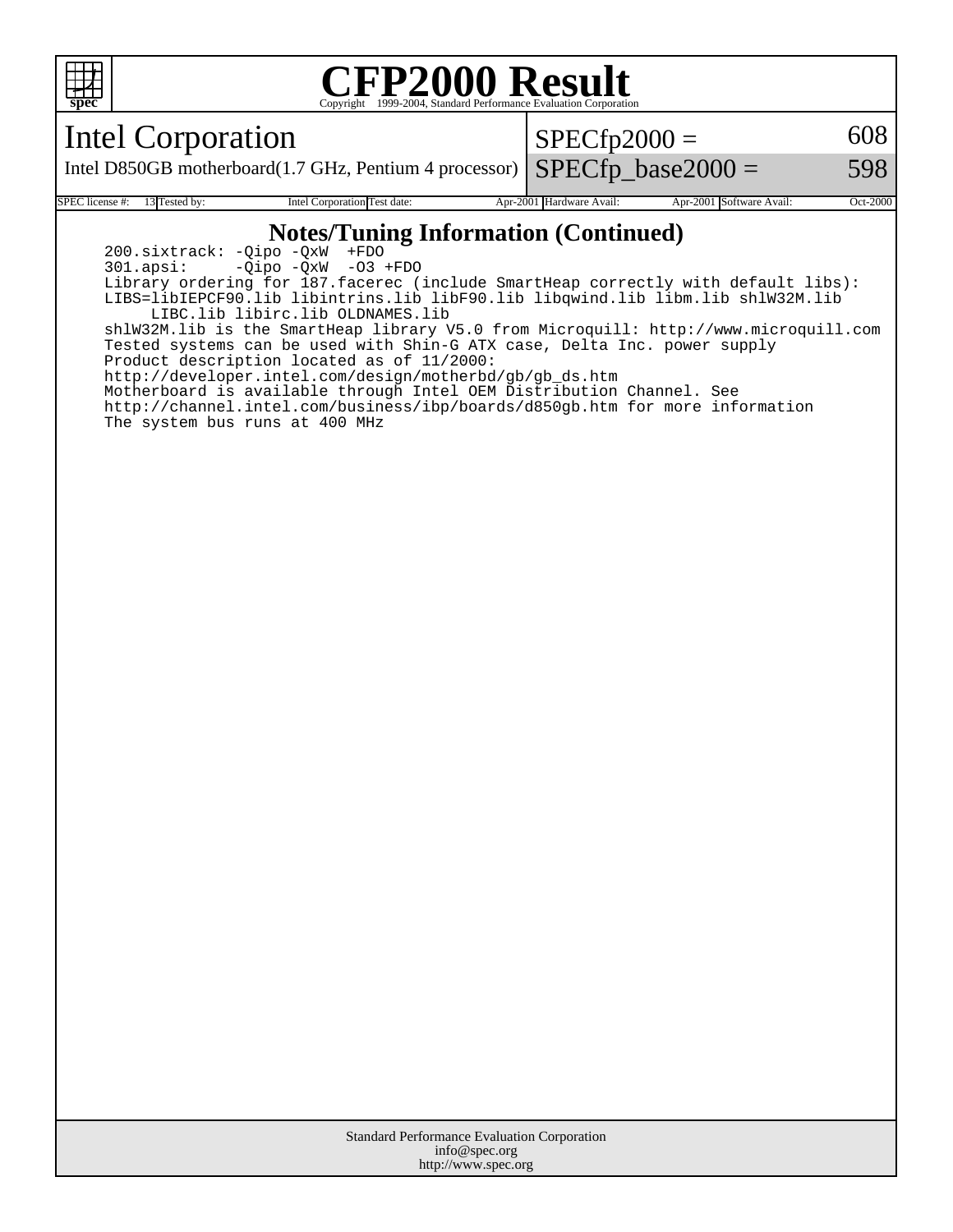# CFP2000 Result

Copyright 1999-2004, Standard Performance Evaluation Corporation

## Intel Corporation

Intel D850GB motherboard(1.7 GHz, Pentium 4 processor)

SPECfp2000 = 608

SPECfp_base2000 = 598

| SPEC license #: | 13 | Tested by: | Intel Corporation | Test date: | Apr-2001 | Hardware Avail: | Apr-2001 | Software Avail: | Oct-2000 |
|---|---|---|---|---|---|---|---|---|---|

## Notes/Tuning Information (Continued)

```
200.sixtrack: -Qipo -QxW  +FDO
301.apsi:     -Qipo -QxW  -O3 +FDO
Library ordering for 187.facerec (include SmartHeap correctly with default libs):
LIBS=libIEPCF90.lib libintrins.lib libF90.lib libqwind.lib libm.lib shlW32M.lib
     LIBC.lib libirc.lib OLDNAMES.lib
shlW32M.lib is the SmartHeap library V5.0 from Microquill: http://www.microquill.com
Tested systems can be used with Shin-G ATX case, Delta Inc. power supply
Product description located as of 11/2000:
http://developer.intel.com/design/motherbd/gb/gb_ds.htm
Motherboard is available through Intel OEM Distribution Channel. See
http://channel.intel.com/business/ibp/boards/d850gb.htm for more information
The system bus runs at 400 MHz
```

Standard Performance Evaluation Corporation
info@spec.org
http://www.spec.org